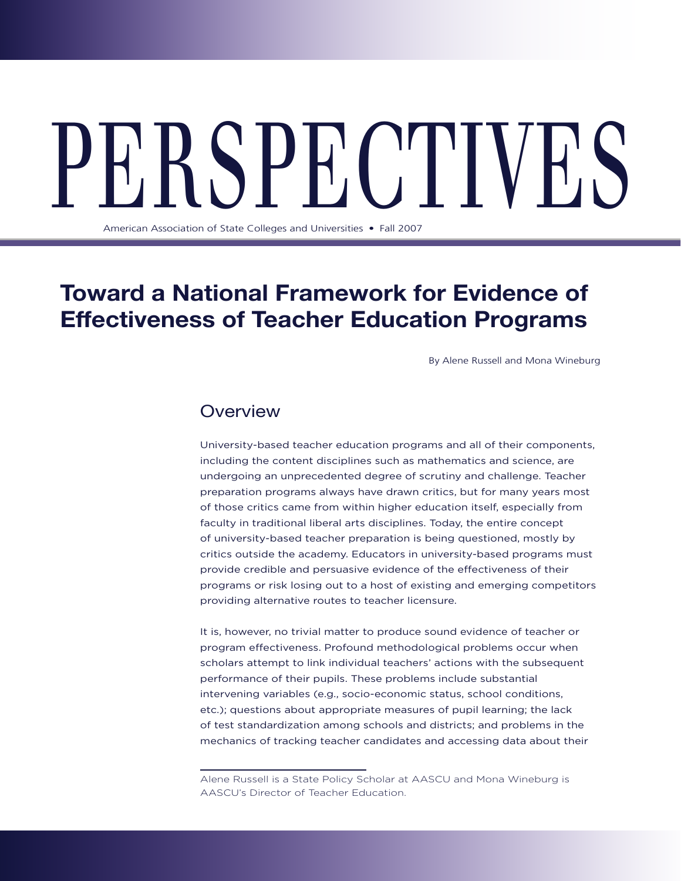# PERSPECTIVES

American Association of State Colleges and Universities • Fall 2007

## Toward a National Framework for Evidence of Effectiveness of Teacher Education Programs

By Alene Russell and Mona Wineburg

### Overview

University-based teacher education programs and all of their components, including the content disciplines such as mathematics and science, are undergoing an unprecedented degree of scrutiny and challenge. Teacher preparation programs always have drawn critics, but for many years most of those critics came from within higher education itself, especially from faculty in traditional liberal arts disciplines. Today, the entire concept of university-based teacher preparation is being questioned, mostly by critics outside the academy. Educators in university-based programs must provide credible and persuasive evidence of the effectiveness of their programs or risk losing out to a host of existing and emerging competitors providing alternative routes to teacher licensure.

It is, however, no trivial matter to produce sound evidence of teacher or program effectiveness. Profound methodological problems occur when scholars attempt to link individual teachers' actions with the subsequent performance of their pupils. These problems include substantial intervening variables (e.g., socio-economic status, school conditions, etc.); questions about appropriate measures of pupil learning; the lack of test standardization among schools and districts; and problems in the mechanics of tracking teacher candidates and accessing data about their

---

Alene Russell is a State Policy Scholar at AASCU and Mona Wineburg is AASCU's Director of Teacher Education.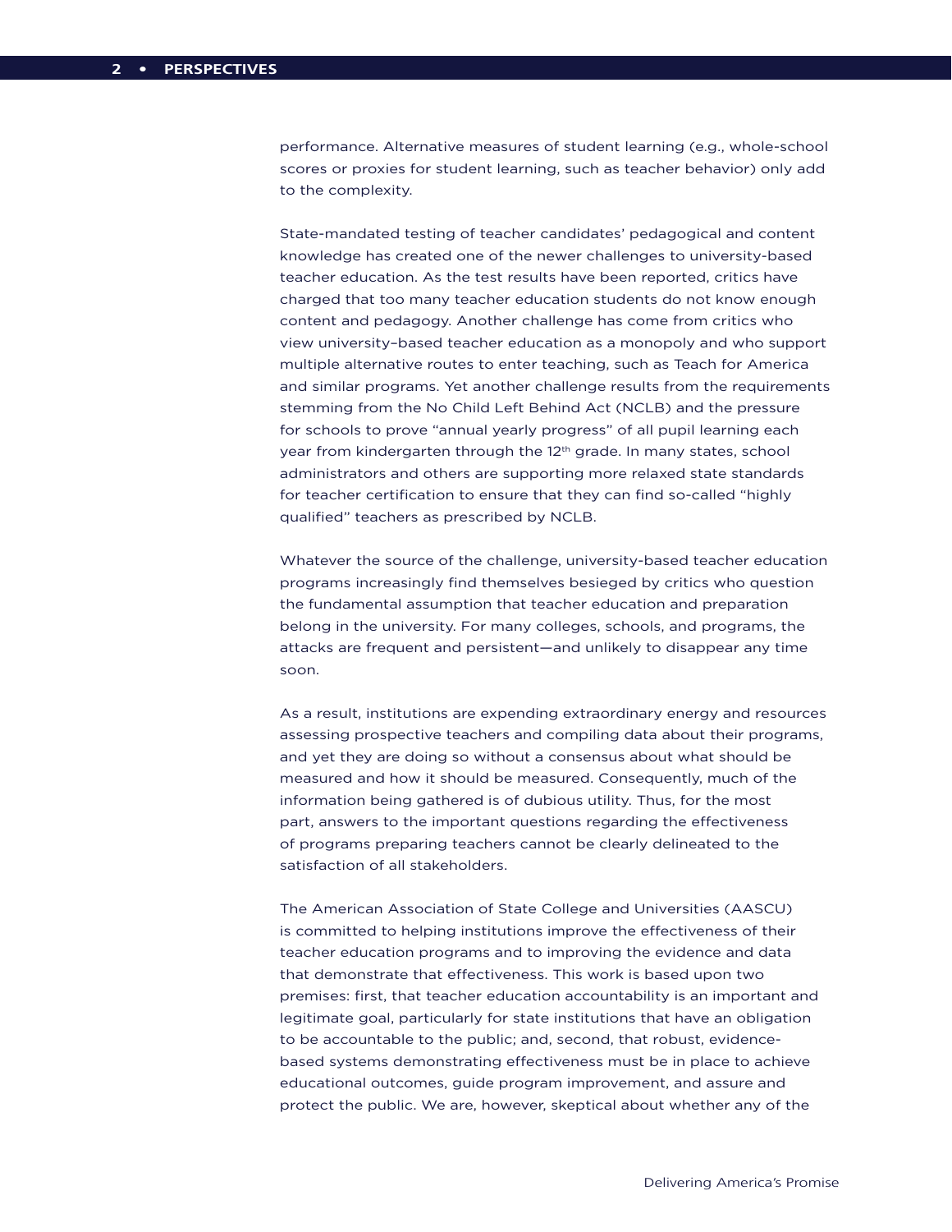performance. Alternative measures of student learning (e.g., whole-school scores or proxies for student learning, such as teacher behavior) only add to the complexity.

State-mandated testing of teacher candidates' pedagogical and content knowledge has created one of the newer challenges to university-based teacher education. As the test results have been reported, critics have charged that too many teacher education students do not know enough content and pedagogy. Another challenge has come from critics who view university–based teacher education as a monopoly and who support multiple alternative routes to enter teaching, such as Teach for America and similar programs. Yet another challenge results from the requirements stemming from the No Child Left Behind Act (NCLB) and the pressure for schools to prove "annual yearly progress" of all pupil learning each year from kindergarten through the 12th grade. In many states, school administrators and others are supporting more relaxed state standards for teacher certification to ensure that they can find so-called "highly qualified" teachers as prescribed by NCLB.

Whatever the source of the challenge, university-based teacher education programs increasingly find themselves besieged by critics who question the fundamental assumption that teacher education and preparation belong in the university. For many colleges, schools, and programs, the attacks are frequent and persistent—and unlikely to disappear any time soon.

As a result, institutions are expending extraordinary energy and resources assessing prospective teachers and compiling data about their programs, and yet they are doing so without a consensus about what should be measured and how it should be measured. Consequently, much of the information being gathered is of dubious utility. Thus, for the most part, answers to the important questions regarding the effectiveness of programs preparing teachers cannot be clearly delineated to the satisfaction of all stakeholders.

The American Association of State College and Universities (AASCU) is committed to helping institutions improve the effectiveness of their teacher education programs and to improving the evidence and data that demonstrate that effectiveness. This work is based upon two premises: first, that teacher education accountability is an important and legitimate goal, particularly for state institutions that have an obligation to be accountable to the public; and, second, that robust, evidence-based systems demonstrating effectiveness must be in place to achieve educational outcomes, guide program improvement, and assure and protect the public. We are, however, skeptical about whether any of the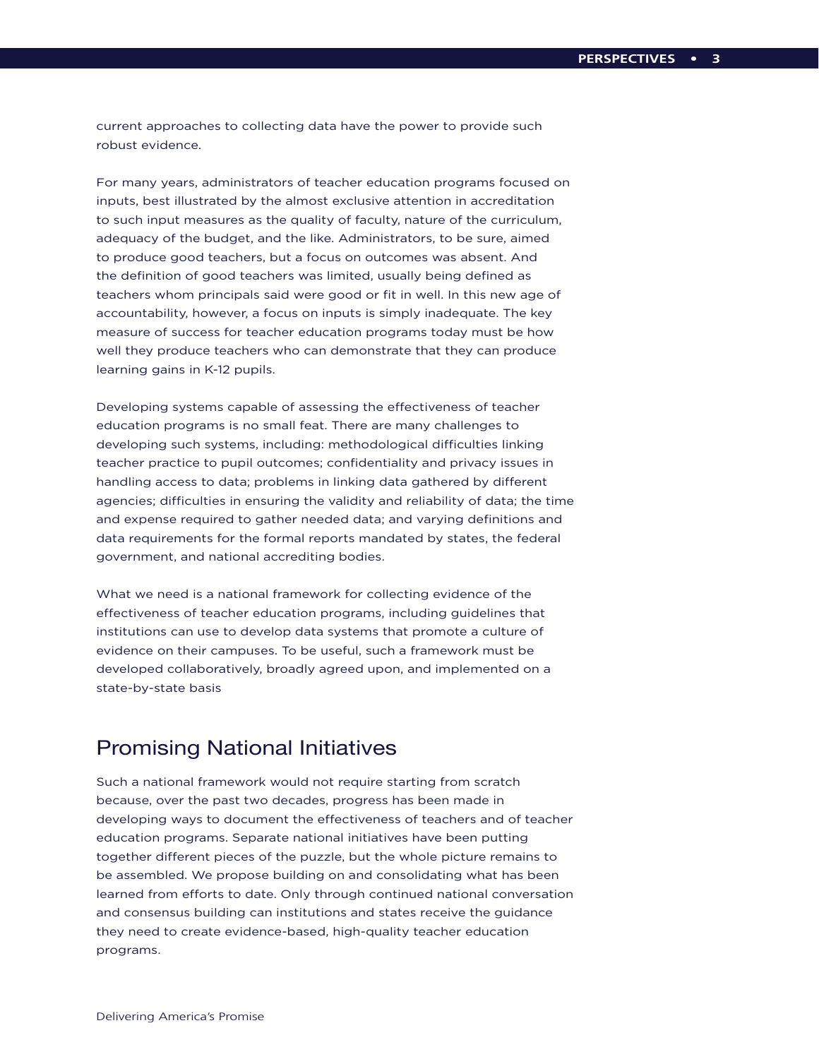current approaches to collecting data have the power to provide such robust evidence.

For many years, administrators of teacher education programs focused on inputs, best illustrated by the almost exclusive attention in accreditation to such input measures as the quality of faculty, nature of the curriculum, adequacy of the budget, and the like. Administrators, to be sure, aimed to produce good teachers, but a focus on outcomes was absent. And the definition of good teachers was limited, usually being defined as teachers whom principals said were good or fit in well. In this new age of accountability, however, a focus on inputs is simply inadequate. The key measure of success for teacher education programs today must be how well they produce teachers who can demonstrate that they can produce learning gains in K-12 pupils.

Developing systems capable of assessing the effectiveness of teacher education programs is no small feat. There are many challenges to developing such systems, including: methodological difficulties linking teacher practice to pupil outcomes; confidentiality and privacy issues in handling access to data; problems in linking data gathered by different agencies; difficulties in ensuring the validity and reliability of data; the time and expense required to gather needed data; and varying definitions and data requirements for the formal reports mandated by states, the federal government, and national accrediting bodies.

What we need is a national framework for collecting evidence of the effectiveness of teacher education programs, including guidelines that institutions can use to develop data systems that promote a culture of evidence on their campuses. To be useful, such a framework must be developed collaboratively, broadly agreed upon, and implemented on a state-by-state basis

## Promising National Initiatives

Such a national framework would not require starting from scratch because, over the past two decades, progress has been made in developing ways to document the effectiveness of teachers and of teacher education programs. Separate national initiatives have been putting together different pieces of the puzzle, but the whole picture remains to be assembled. We propose building on and consolidating what has been learned from efforts to date. Only through continued national conversation and consensus building can institutions and states receive the guidance they need to create evidence-based, high-quality teacher education programs.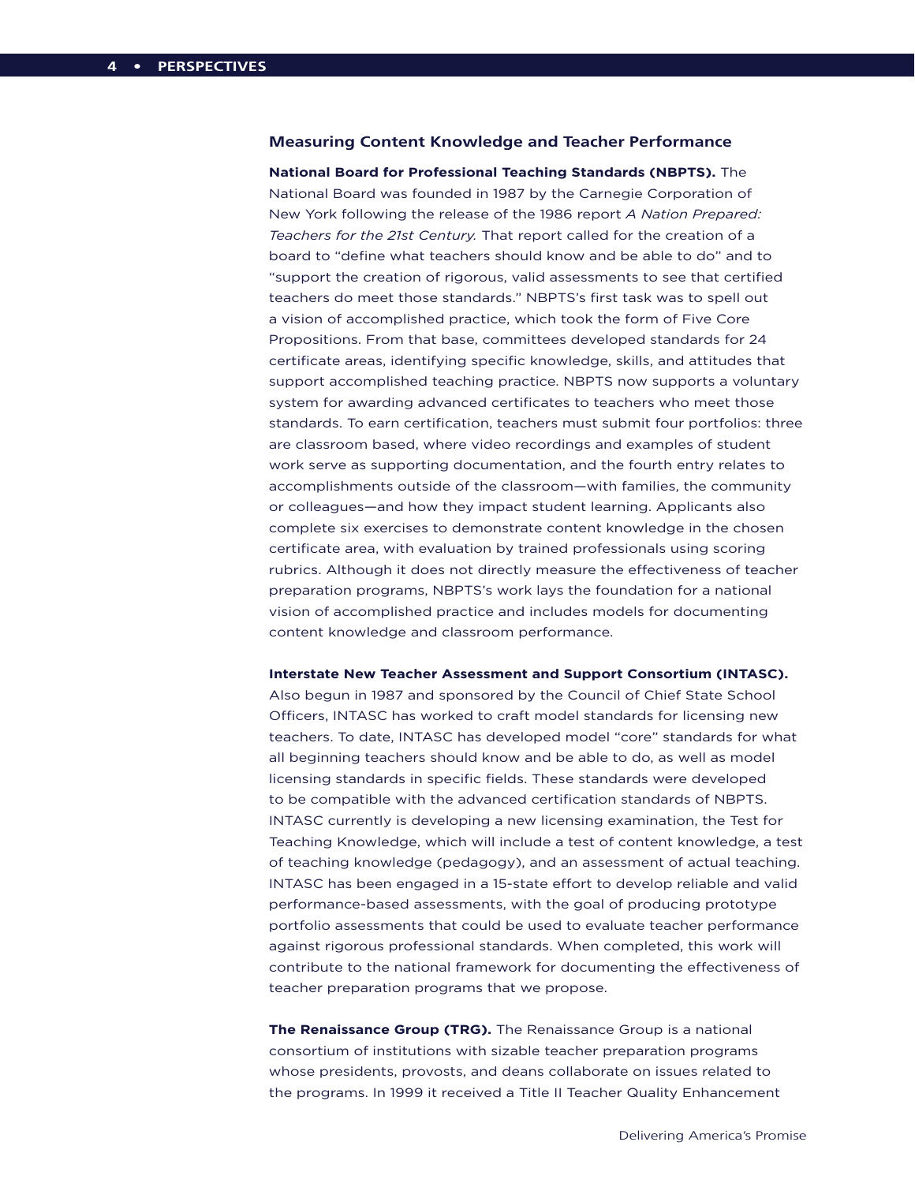## Measuring Content Knowledge and Teacher Performance

**National Board for Professional Teaching Standards (NBPTS).** The National Board was founded in 1987 by the Carnegie Corporation of New York following the release of the 1986 report *A Nation Prepared: Teachers for the 21st Century.* That report called for the creation of a board to "define what teachers should know and be able to do" and to "support the creation of rigorous, valid assessments to see that certified teachers do meet those standards." NBPTS's first task was to spell out a vision of accomplished practice, which took the form of Five Core Propositions. From that base, committees developed standards for 24 certificate areas, identifying specific knowledge, skills, and attitudes that support accomplished teaching practice. NBPTS now supports a voluntary system for awarding advanced certificates to teachers who meet those standards. To earn certification, teachers must submit four portfolios: three are classroom based, where video recordings and examples of student work serve as supporting documentation, and the fourth entry relates to accomplishments outside of the classroom—with families, the community or colleagues—and how they impact student learning. Applicants also complete six exercises to demonstrate content knowledge in the chosen certificate area, with evaluation by trained professionals using scoring rubrics. Although it does not directly measure the effectiveness of teacher preparation programs, NBPTS's work lays the foundation for a national vision of accomplished practice and includes models for documenting content knowledge and classroom performance.

**Interstate New Teacher Assessment and Support Consortium (INTASC).** Also begun in 1987 and sponsored by the Council of Chief State School Officers, INTASC has worked to craft model standards for licensing new teachers. To date, INTASC has developed model "core" standards for what all beginning teachers should know and be able to do, as well as model licensing standards in specific fields. These standards were developed to be compatible with the advanced certification standards of NBPTS. INTASC currently is developing a new licensing examination, the Test for Teaching Knowledge, which will include a test of content knowledge, a test of teaching knowledge (pedagogy), and an assessment of actual teaching. INTASC has been engaged in a 15-state effort to develop reliable and valid performance-based assessments, with the goal of producing prototype portfolio assessments that could be used to evaluate teacher performance against rigorous professional standards. When completed, this work will contribute to the national framework for documenting the effectiveness of teacher preparation programs that we propose.

**The Renaissance Group (TRG).** The Renaissance Group is a national consortium of institutions with sizable teacher preparation programs whose presidents, provosts, and deans collaborate on issues related to the programs. In 1999 it received a Title II Teacher Quality Enhancement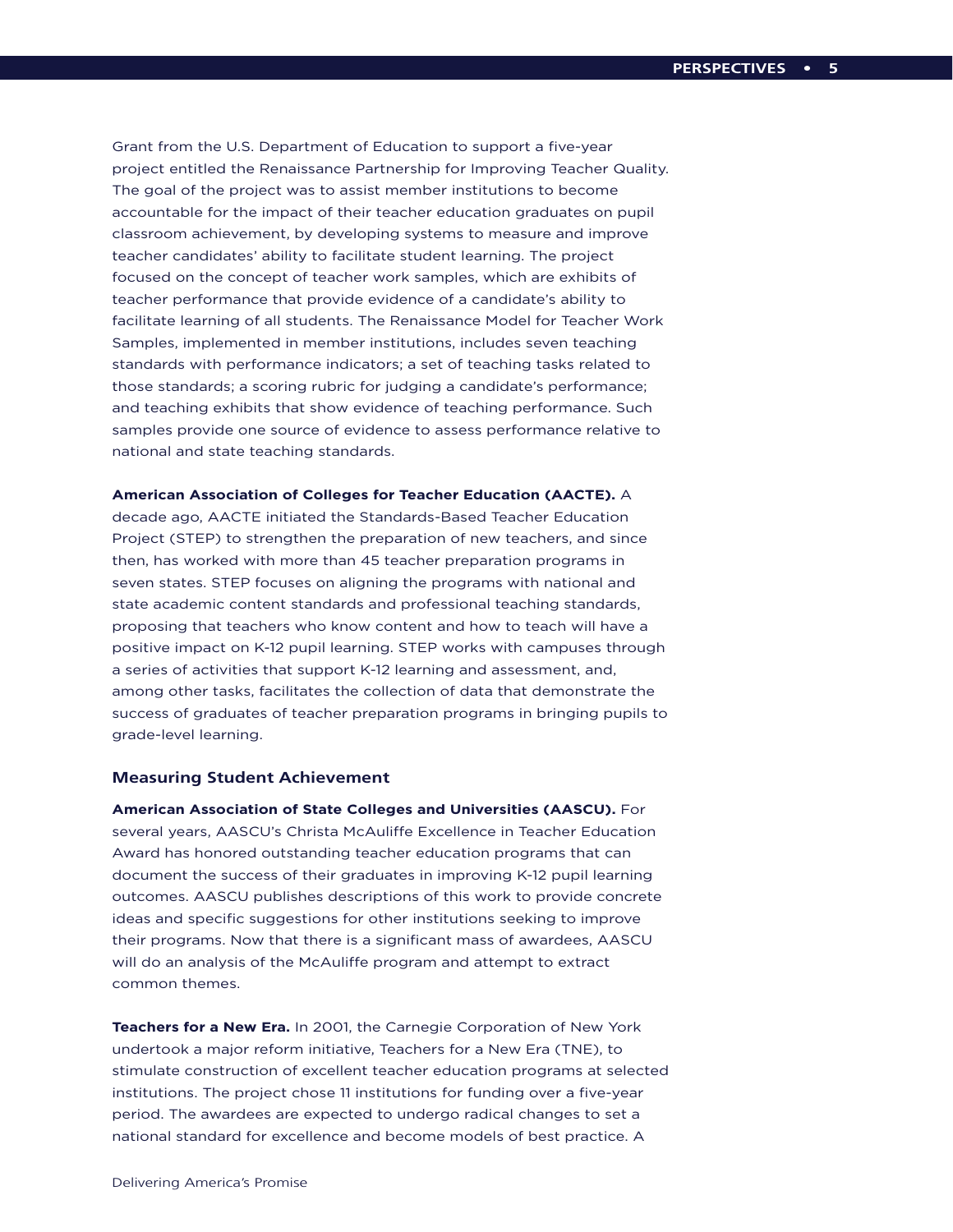Grant from the U.S. Department of Education to support a five-year project entitled the Renaissance Partnership for Improving Teacher Quality. The goal of the project was to assist member institutions to become accountable for the impact of their teacher education graduates on pupil classroom achievement, by developing systems to measure and improve teacher candidates' ability to facilitate student learning. The project focused on the concept of teacher work samples, which are exhibits of teacher performance that provide evidence of a candidate's ability to facilitate learning of all students. The Renaissance Model for Teacher Work Samples, implemented in member institutions, includes seven teaching standards with performance indicators; a set of teaching tasks related to those standards; a scoring rubric for judging a candidate's performance; and teaching exhibits that show evidence of teaching performance. Such samples provide one source of evidence to assess performance relative to national and state teaching standards.

**American Association of Colleges for Teacher Education (AACTE).** A decade ago, AACTE initiated the Standards-Based Teacher Education Project (STEP) to strengthen the preparation of new teachers, and since then, has worked with more than 45 teacher preparation programs in seven states. STEP focuses on aligning the programs with national and state academic content standards and professional teaching standards, proposing that teachers who know content and how to teach will have a positive impact on K-12 pupil learning. STEP works with campuses through a series of activities that support K-12 learning and assessment, and, among other tasks, facilitates the collection of data that demonstrate the success of graduates of teacher preparation programs in bringing pupils to grade-level learning.

### Measuring Student Achievement

**American Association of State Colleges and Universities (AASCU).** For several years, AASCU's Christa McAuliffe Excellence in Teacher Education Award has honored outstanding teacher education programs that can document the success of their graduates in improving K-12 pupil learning outcomes. AASCU publishes descriptions of this work to provide concrete ideas and specific suggestions for other institutions seeking to improve their programs. Now that there is a significant mass of awardees, AASCU will do an analysis of the McAuliffe program and attempt to extract common themes.

**Teachers for a New Era.** In 2001, the Carnegie Corporation of New York undertook a major reform initiative, Teachers for a New Era (TNE), to stimulate construction of excellent teacher education programs at selected institutions. The project chose 11 institutions for funding over a five-year period. The awardees are expected to undergo radical changes to set a national standard for excellence and become models of best practice. A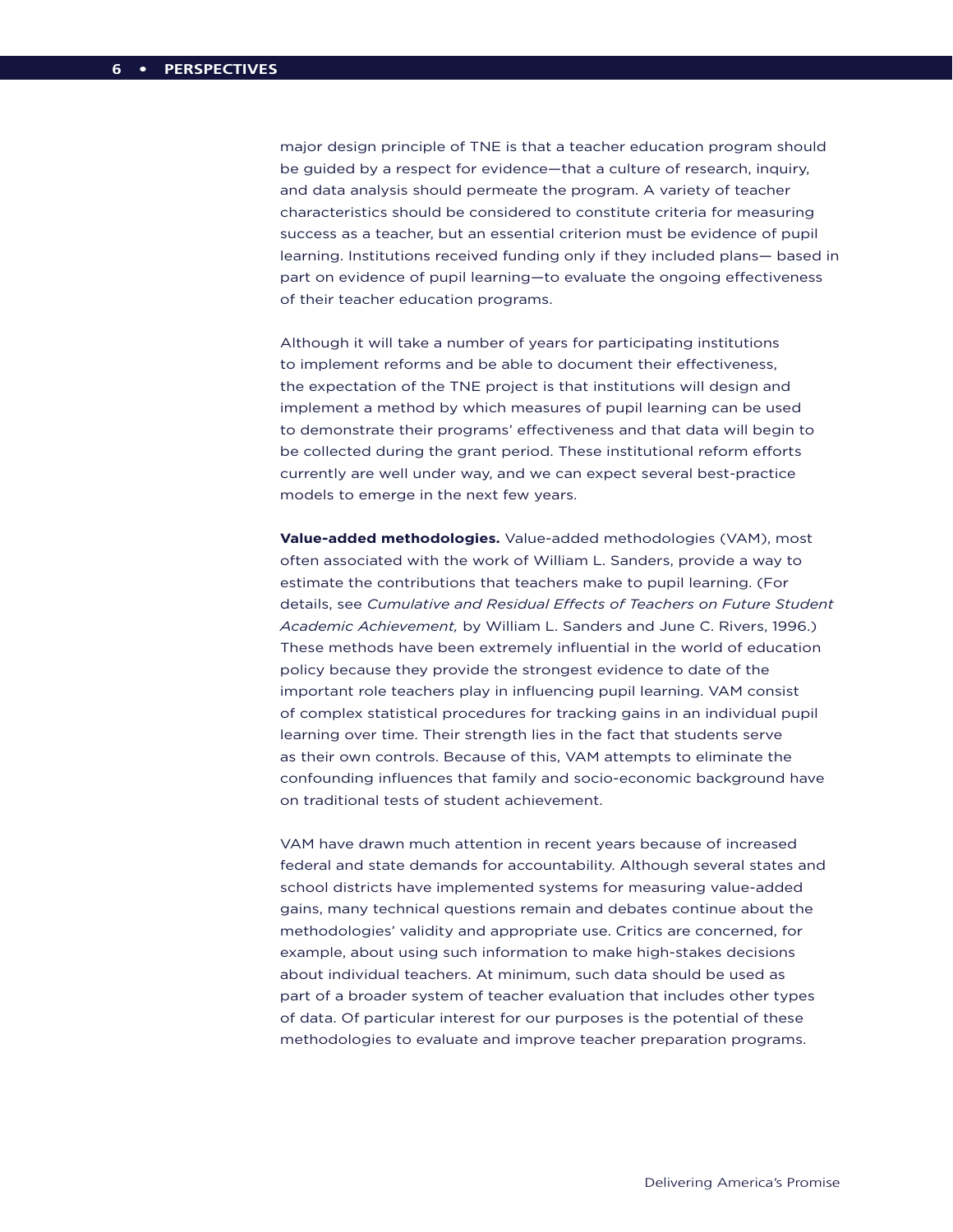major design principle of TNE is that a teacher education program should be guided by a respect for evidence—that a culture of research, inquiry, and data analysis should permeate the program. A variety of teacher characteristics should be considered to constitute criteria for measuring success as a teacher, but an essential criterion must be evidence of pupil learning. Institutions received funding only if they included plans— based in part on evidence of pupil learning—to evaluate the ongoing effectiveness of their teacher education programs.

Although it will take a number of years for participating institutions to implement reforms and be able to document their effectiveness, the expectation of the TNE project is that institutions will design and implement a method by which measures of pupil learning can be used to demonstrate their programs' effectiveness and that data will begin to be collected during the grant period. These institutional reform efforts currently are well under way, and we can expect several best-practice models to emerge in the next few years.

**Value-added methodologies.** Value-added methodologies (VAM), most often associated with the work of William L. Sanders, provide a way to estimate the contributions that teachers make to pupil learning. (For details, see *Cumulative and Residual Effects of Teachers on Future Student Academic Achievement,* by William L. Sanders and June C. Rivers, 1996.) These methods have been extremely influential in the world of education policy because they provide the strongest evidence to date of the important role teachers play in influencing pupil learning. VAM consist of complex statistical procedures for tracking gains in an individual pupil learning over time. Their strength lies in the fact that students serve as their own controls. Because of this, VAM attempts to eliminate the confounding influences that family and socio-economic background have on traditional tests of student achievement.

VAM have drawn much attention in recent years because of increased federal and state demands for accountability. Although several states and school districts have implemented systems for measuring value-added gains, many technical questions remain and debates continue about the methodologies' validity and appropriate use. Critics are concerned, for example, about using such information to make high-stakes decisions about individual teachers. At minimum, such data should be used as part of a broader system of teacher evaluation that includes other types of data. Of particular interest for our purposes is the potential of these methodologies to evaluate and improve teacher preparation programs.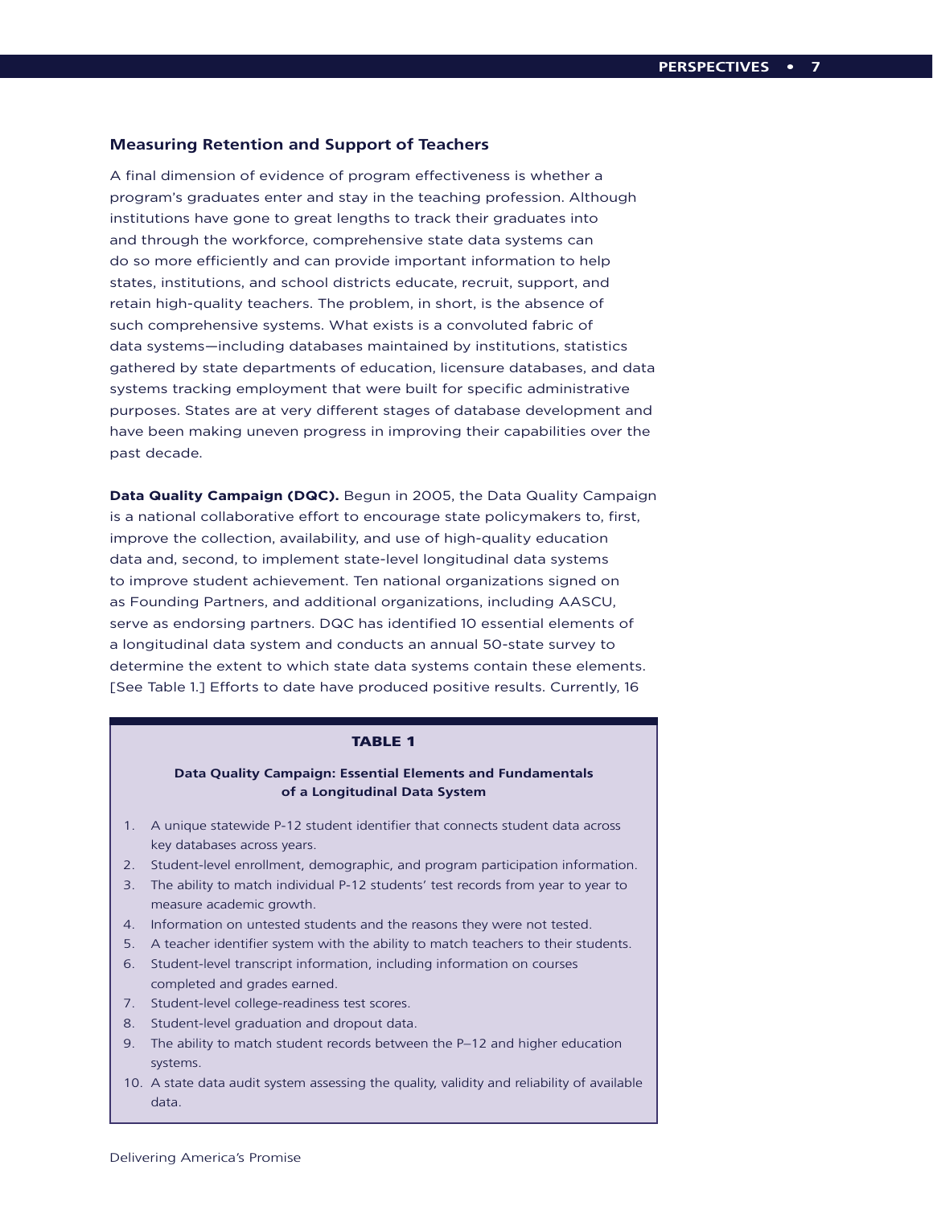### Measuring Retention and Support of Teachers

A final dimension of evidence of program effectiveness is whether a program's graduates enter and stay in the teaching profession. Although institutions have gone to great lengths to track their graduates into and through the workforce, comprehensive state data systems can do so more efficiently and can provide important information to help states, institutions, and school districts educate, recruit, support, and retain high-quality teachers. The problem, in short, is the absence of such comprehensive systems. What exists is a convoluted fabric of data systems—including databases maintained by institutions, statistics gathered by state departments of education, licensure databases, and data systems tracking employment that were built for specific administrative purposes. States are at very different stages of database development and have been making uneven progress in improving their capabilities over the past decade.

**Data Quality Campaign (DQC).** Begun in 2005, the Data Quality Campaign is a national collaborative effort to encourage state policymakers to, first, improve the collection, availability, and use of high-quality education data and, second, to implement state-level longitudinal data systems to improve student achievement. Ten national organizations signed on as Founding Partners, and additional organizations, including AASCU, serve as endorsing partners. DQC has identified 10 essential elements of a longitudinal data system and conducts an annual 50-state survey to determine the extent to which state data systems contain these elements. [See Table 1.] Efforts to date have produced positive results. Currently, 16

**TABLE 1**

**Data Quality Campaign: Essential Elements and Fundamentals of a Longitudinal Data System**

1. A unique statewide P-12 student identifier that connects student data across key databases across years.
2. Student-level enrollment, demographic, and program participation information.
3. The ability to match individual P-12 students' test records from year to year to measure academic growth.
4. Information on untested students and the reasons they were not tested.
5. A teacher identifier system with the ability to match teachers to their students.
6. Student-level transcript information, including information on courses completed and grades earned.
7. Student-level college-readiness test scores.
8. Student-level graduation and dropout data.
9. The ability to match student records between the P–12 and higher education systems.
10. A state data audit system assessing the quality, validity and reliability of available data.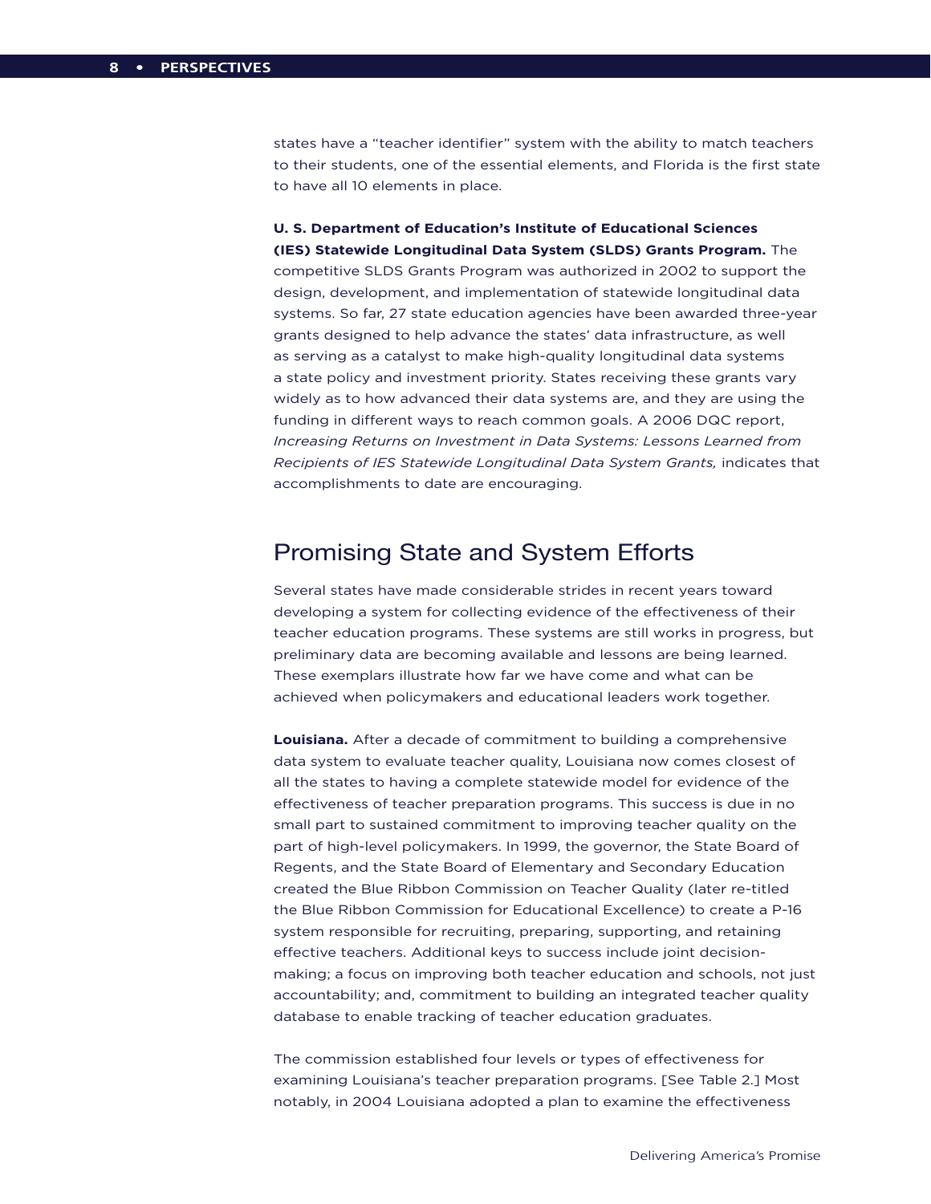states have a "teacher identifier" system with the ability to match teachers to their students, one of the essential elements, and Florida is the first state to have all 10 elements in place.

**U. S. Department of Education's Institute of Educational Sciences (IES) Statewide Longitudinal Data System (SLDS) Grants Program.** The competitive SLDS Grants Program was authorized in 2002 to support the design, development, and implementation of statewide longitudinal data systems. So far, 27 state education agencies have been awarded three-year grants designed to help advance the states' data infrastructure, as well as serving as a catalyst to make high-quality longitudinal data systems a state policy and investment priority. States receiving these grants vary widely as to how advanced their data systems are, and they are using the funding in different ways to reach common goals. A 2006 DQC report, *Increasing Returns on Investment in Data Systems: Lessons Learned from Recipients of IES Statewide Longitudinal Data System Grants,* indicates that accomplishments to date are encouraging.

## Promising State and System Efforts

Several states have made considerable strides in recent years toward developing a system for collecting evidence of the effectiveness of their teacher education programs. These systems are still works in progress, but preliminary data are becoming available and lessons are being learned. These exemplars illustrate how far we have come and what can be achieved when policymakers and educational leaders work together.

**Louisiana.** After a decade of commitment to building a comprehensive data system to evaluate teacher quality, Louisiana now comes closest of all the states to having a complete statewide model for evidence of the effectiveness of teacher preparation programs. This success is due in no small part to sustained commitment to improving teacher quality on the part of high-level policymakers. In 1999, the governor, the State Board of Regents, and the State Board of Elementary and Secondary Education created the Blue Ribbon Commission on Teacher Quality (later re-titled the Blue Ribbon Commission for Educational Excellence) to create a P-16 system responsible for recruiting, preparing, supporting, and retaining effective teachers. Additional keys to success include joint decision-making; a focus on improving both teacher education and schools, not just accountability; and, commitment to building an integrated teacher quality database to enable tracking of teacher education graduates.

The commission established four levels or types of effectiveness for examining Louisiana's teacher preparation programs. [See Table 2.] Most notably, in 2004 Louisiana adopted a plan to examine the effectiveness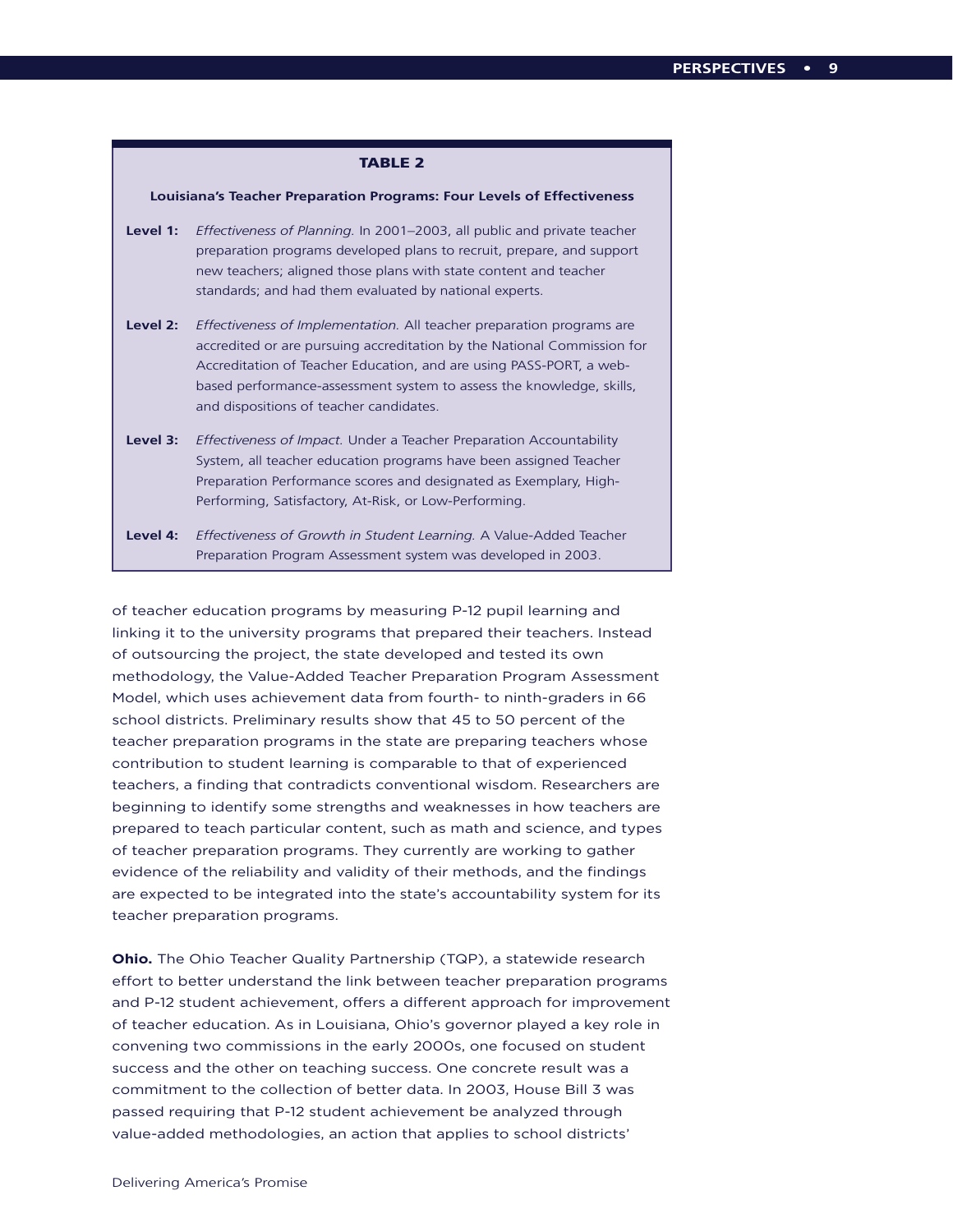**TABLE 2**

**Louisiana's Teacher Preparation Programs: Four Levels of Effectiveness**

| | |
|---|---|
| **Level 1:** | *Effectiveness of Planning.* In 2001–2003, all public and private teacher preparation programs developed plans to recruit, prepare, and support new teachers; aligned those plans with state content and teacher standards; and had them evaluated by national experts. |
| **Level 2:** | *Effectiveness of Implementation.* All teacher preparation programs are accredited or are pursuing accreditation by the National Commission for Accreditation of Teacher Education, and are using PASS-PORT, a web-based performance-assessment system to assess the knowledge, skills, and dispositions of teacher candidates. |
| **Level 3:** | *Effectiveness of Impact.* Under a Teacher Preparation Accountability System, all teacher education programs have been assigned Teacher Preparation Performance scores and designated as Exemplary, High-Performing, Satisfactory, At-Risk, or Low-Performing. |
| **Level 4:** | *Effectiveness of Growth in Student Learning.* A Value-Added Teacher Preparation Program Assessment system was developed in 2003. |

of teacher education programs by measuring P-12 pupil learning and linking it to the university programs that prepared their teachers. Instead of outsourcing the project, the state developed and tested its own methodology, the Value-Added Teacher Preparation Program Assessment Model, which uses achievement data from fourth- to ninth-graders in 66 school districts. Preliminary results show that 45 to 50 percent of the teacher preparation programs in the state are preparing teachers whose contribution to student learning is comparable to that of experienced teachers, a finding that contradicts conventional wisdom. Researchers are beginning to identify some strengths and weaknesses in how teachers are prepared to teach particular content, such as math and science, and types of teacher preparation programs. They currently are working to gather evidence of the reliability and validity of their methods, and the findings are expected to be integrated into the state's accountability system for its teacher preparation programs.

**Ohio.** The Ohio Teacher Quality Partnership (TQP), a statewide research effort to better understand the link between teacher preparation programs and P-12 student achievement, offers a different approach for improvement of teacher education. As in Louisiana, Ohio's governor played a key role in convening two commissions in the early 2000s, one focused on student success and the other on teaching success. One concrete result was a commitment to the collection of better data. In 2003, House Bill 3 was passed requiring that P-12 student achievement be analyzed through value-added methodologies, an action that applies to school districts'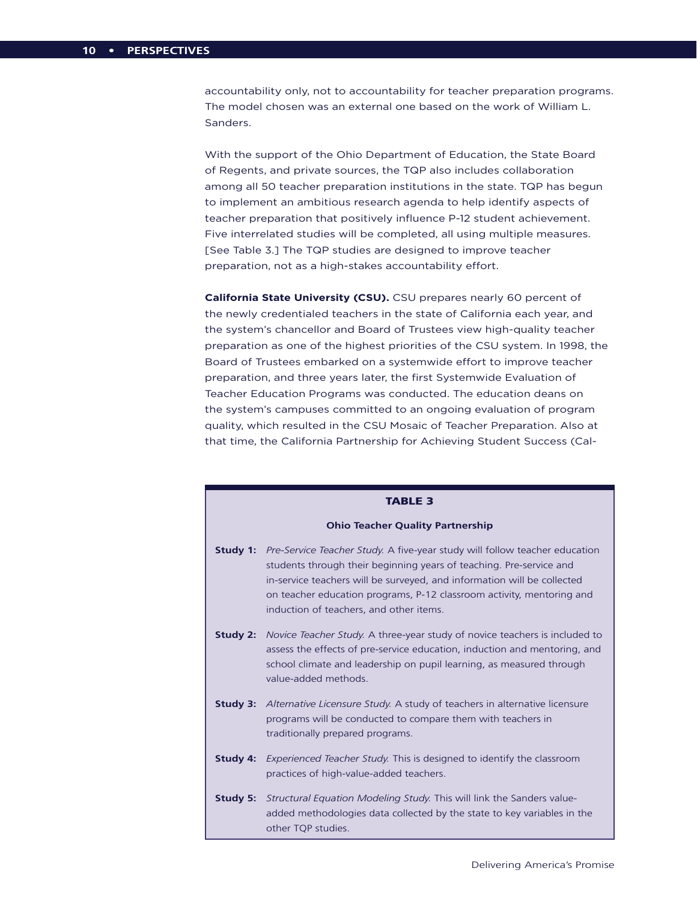accountability only, not to accountability for teacher preparation programs. The model chosen was an external one based on the work of William L. Sanders.

With the support of the Ohio Department of Education, the State Board of Regents, and private sources, the TQP also includes collaboration among all 50 teacher preparation institutions in the state. TQP has begun to implement an ambitious research agenda to help identify aspects of teacher preparation that positively influence P-12 student achievement. Five interrelated studies will be completed, all using multiple measures. [See Table 3.] The TQP studies are designed to improve teacher preparation, not as a high-stakes accountability effort.

**California State University (CSU).** CSU prepares nearly 60 percent of the newly credentialed teachers in the state of California each year, and the system's chancellor and Board of Trustees view high-quality teacher preparation as one of the highest priorities of the CSU system. In 1998, the Board of Trustees embarked on a systemwide effort to improve teacher preparation, and three years later, the first Systemwide Evaluation of Teacher Education Programs was conducted. The education deans on the system's campuses committed to an ongoing evaluation of program quality, which resulted in the CSU Mosaic of Teacher Preparation. Also at that time, the California Partnership for Achieving Student Success (Cal-

**TABLE 3**

**Ohio Teacher Quality Partnership**

**Study 1:** *Pre-Service Teacher Study.* A five-year study will follow teacher education students through their beginning years of teaching. Pre-service and in-service teachers will be surveyed, and information will be collected on teacher education programs, P-12 classroom activity, mentoring and induction of teachers, and other items.

**Study 2:** *Novice Teacher Study.* A three-year study of novice teachers is included to assess the effects of pre-service education, induction and mentoring, and school climate and leadership on pupil learning, as measured through value-added methods.

**Study 3:** *Alternative Licensure Study.* A study of teachers in alternative licensure programs will be conducted to compare them with teachers in traditionally prepared programs.

**Study 4:** *Experienced Teacher Study.* This is designed to identify the classroom practices of high-value-added teachers.

**Study 5:** *Structural Equation Modeling Study.* This will link the Sanders value-added methodologies data collected by the state to key variables in the other TQP studies.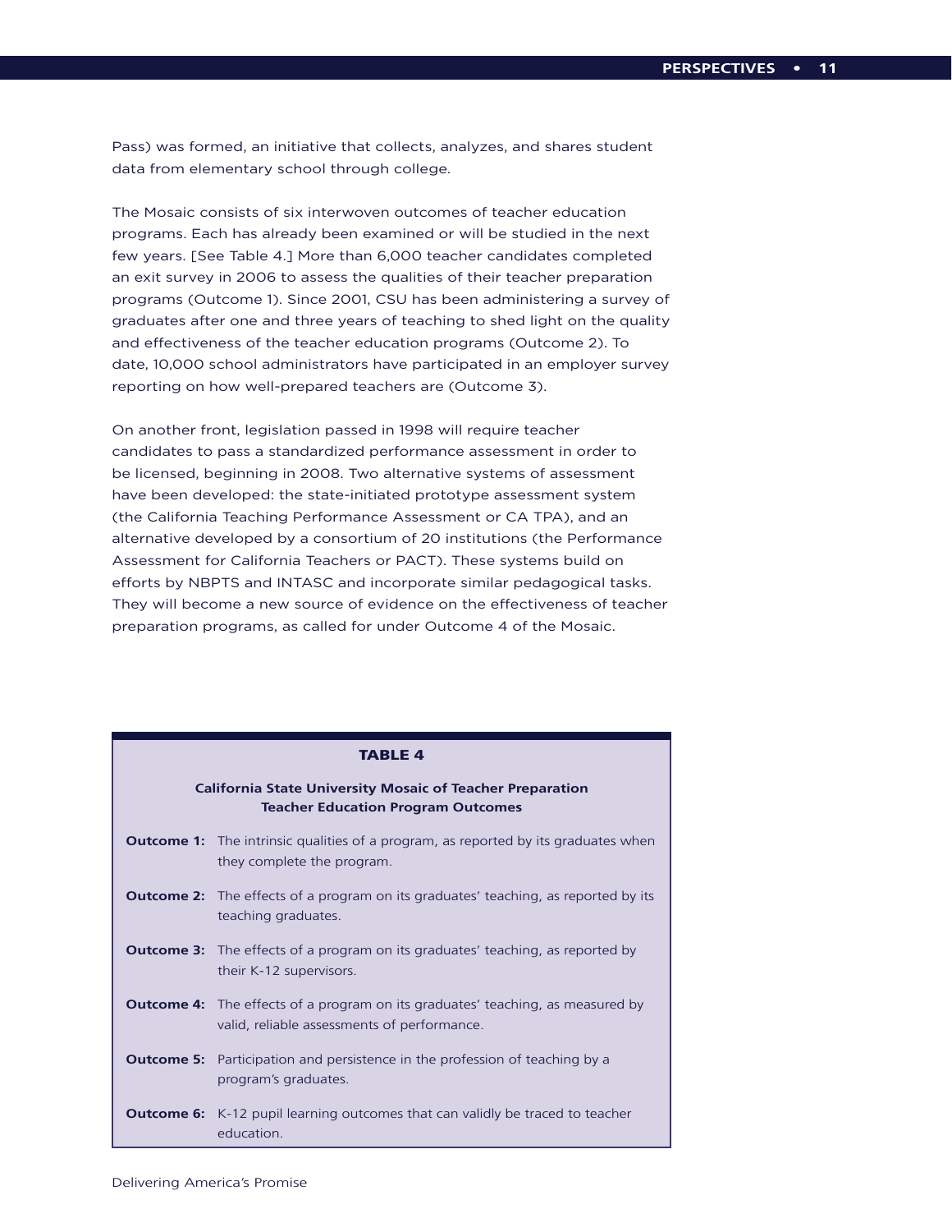Pass) was formed, an initiative that collects, analyzes, and shares student data from elementary school through college.

The Mosaic consists of six interwoven outcomes of teacher education programs. Each has already been examined or will be studied in the next few years. [See Table 4.] More than 6,000 teacher candidates completed an exit survey in 2006 to assess the qualities of their teacher preparation programs (Outcome 1). Since 2001, CSU has been administering a survey of graduates after one and three years of teaching to shed light on the quality and effectiveness of the teacher education programs (Outcome 2). To date, 10,000 school administrators have participated in an employer survey reporting on how well-prepared teachers are (Outcome 3).

On another front, legislation passed in 1998 will require teacher candidates to pass a standardized performance assessment in order to be licensed, beginning in 2008. Two alternative systems of assessment have been developed: the state-initiated prototype assessment system (the California Teaching Performance Assessment or CA TPA), and an alternative developed by a consortium of 20 institutions (the Performance Assessment for California Teachers or PACT). These systems build on efforts by NBPTS and INTASC and incorporate similar pedagogical tasks. They will become a new source of evidence on the effectiveness of teacher preparation programs, as called for under Outcome 4 of the Mosaic.

**TABLE 4**

**California State University Mosaic of Teacher Preparation**
**Teacher Education Program Outcomes**

| | |
|---|---|
| **Outcome 1:** | The intrinsic qualities of a program, as reported by its graduates when they complete the program. |
| **Outcome 2:** | The effects of a program on its graduates' teaching, as reported by its teaching graduates. |
| **Outcome 3:** | The effects of a program on its graduates' teaching, as reported by their K-12 supervisors. |
| **Outcome 4:** | The effects of a program on its graduates' teaching, as measured by valid, reliable assessments of performance. |
| **Outcome 5:** | Participation and persistence in the profession of teaching by a program's graduates. |
| **Outcome 6:** | K-12 pupil learning outcomes that can validly be traced to teacher education. |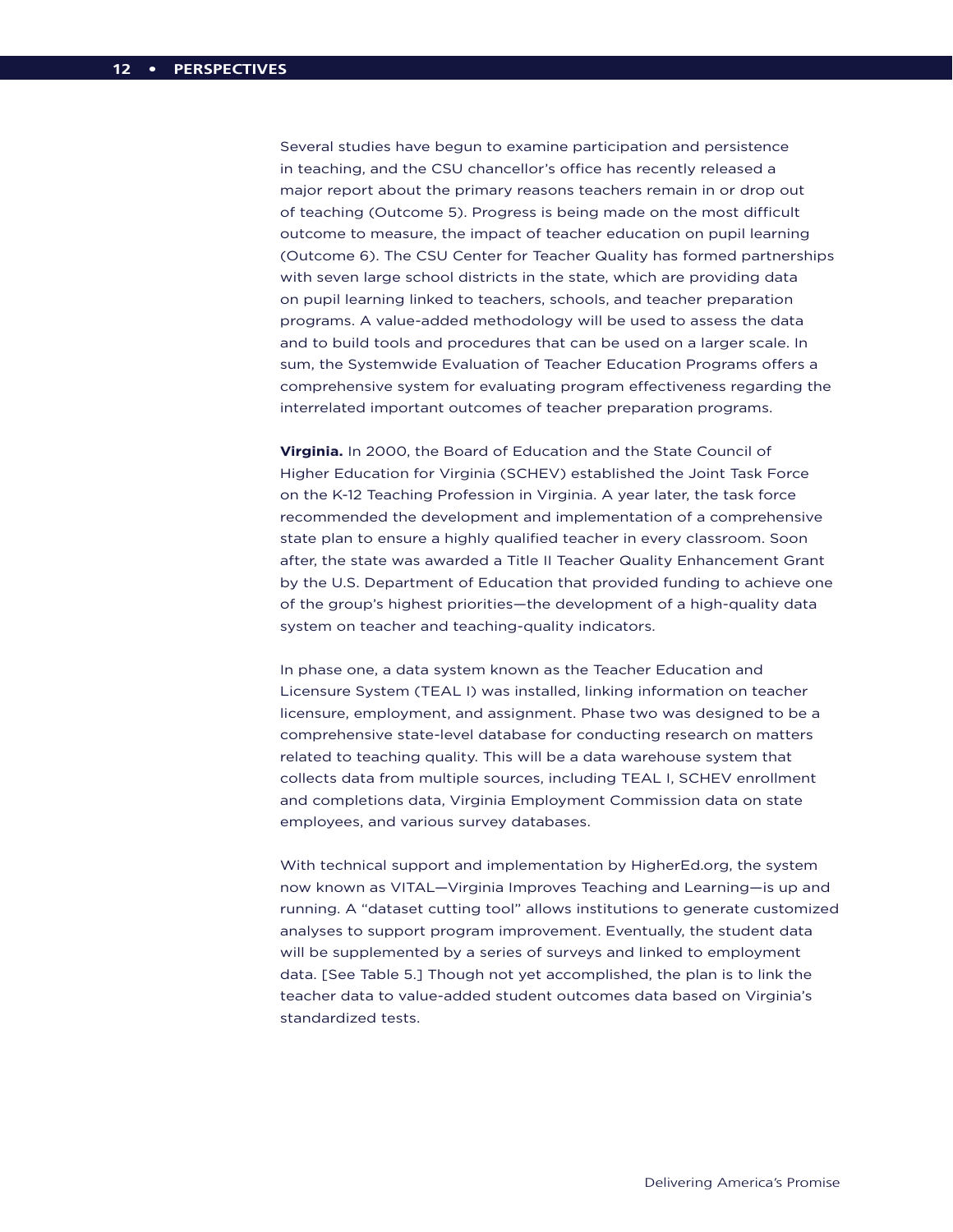Several studies have begun to examine participation and persistence in teaching, and the CSU chancellor's office has recently released a major report about the primary reasons teachers remain in or drop out of teaching (Outcome 5). Progress is being made on the most difficult outcome to measure, the impact of teacher education on pupil learning (Outcome 6). The CSU Center for Teacher Quality has formed partnerships with seven large school districts in the state, which are providing data on pupil learning linked to teachers, schools, and teacher preparation programs. A value-added methodology will be used to assess the data and to build tools and procedures that can be used on a larger scale. In sum, the Systemwide Evaluation of Teacher Education Programs offers a comprehensive system for evaluating program effectiveness regarding the interrelated important outcomes of teacher preparation programs.

**Virginia.** In 2000, the Board of Education and the State Council of Higher Education for Virginia (SCHEV) established the Joint Task Force on the K-12 Teaching Profession in Virginia. A year later, the task force recommended the development and implementation of a comprehensive state plan to ensure a highly qualified teacher in every classroom. Soon after, the state was awarded a Title II Teacher Quality Enhancement Grant by the U.S. Department of Education that provided funding to achieve one of the group's highest priorities—the development of a high-quality data system on teacher and teaching-quality indicators.

In phase one, a data system known as the Teacher Education and Licensure System (TEAL I) was installed, linking information on teacher licensure, employment, and assignment. Phase two was designed to be a comprehensive state-level database for conducting research on matters related to teaching quality. This will be a data warehouse system that collects data from multiple sources, including TEAL I, SCHEV enrollment and completions data, Virginia Employment Commission data on state employees, and various survey databases.

With technical support and implementation by HigherEd.org, the system now known as VITAL—Virginia Improves Teaching and Learning—is up and running. A "dataset cutting tool" allows institutions to generate customized analyses to support program improvement. Eventually, the student data will be supplemented by a series of surveys and linked to employment data. [See Table 5.] Though not yet accomplished, the plan is to link the teacher data to value-added student outcomes data based on Virginia's standardized tests.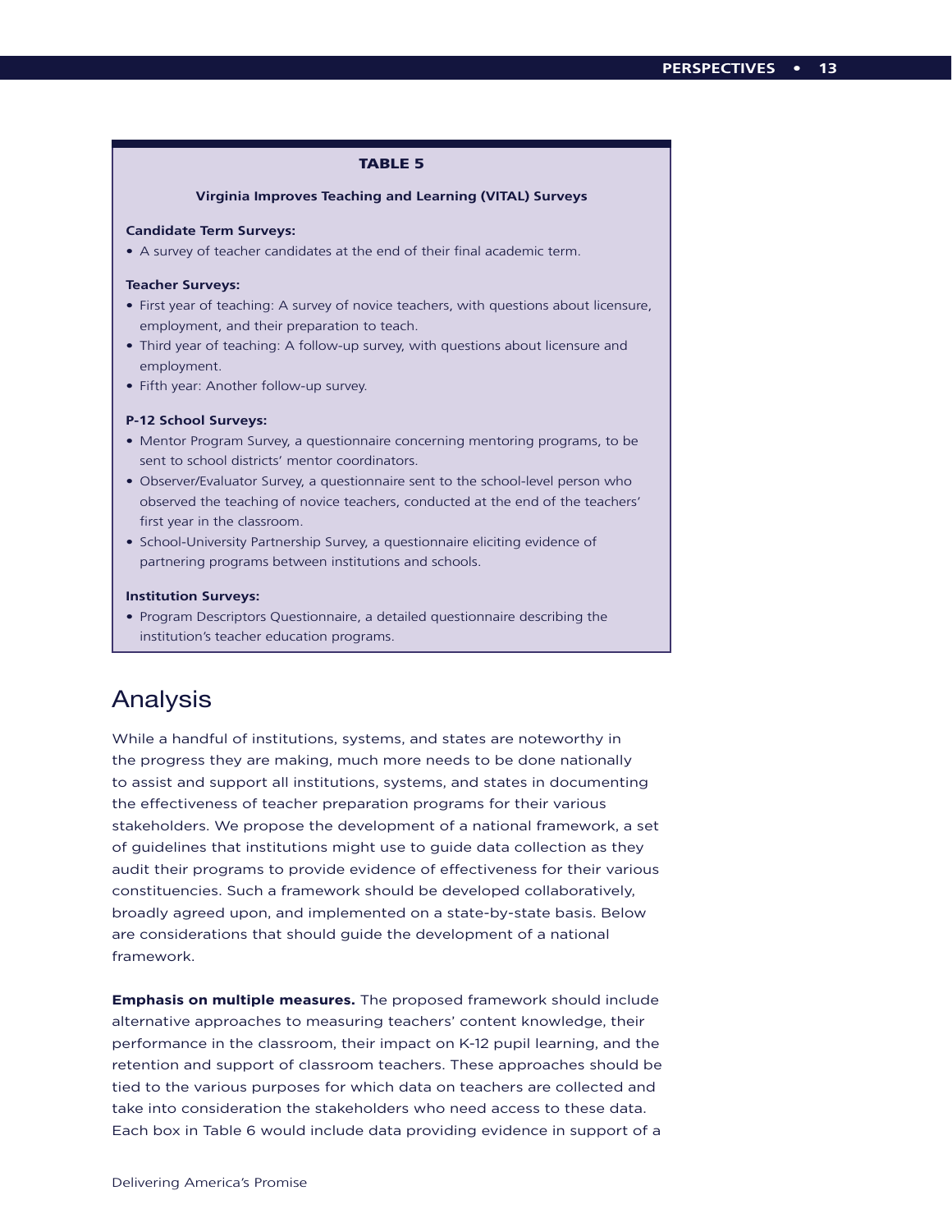**TABLE 5**

**Virginia Improves Teaching and Learning (VITAL) Surveys**

**Candidate Term Surveys:**

- A survey of teacher candidates at the end of their final academic term.

**Teacher Surveys:**

- First year of teaching: A survey of novice teachers, with questions about licensure, employment, and their preparation to teach.
- Third year of teaching: A follow-up survey, with questions about licensure and employment.
- Fifth year: Another follow-up survey.

**P-12 School Surveys:**

- Mentor Program Survey, a questionnaire concerning mentoring programs, to be sent to school districts' mentor coordinators.
- Observer/Evaluator Survey, a questionnaire sent to the school-level person who observed the teaching of novice teachers, conducted at the end of the teachers' first year in the classroom.
- School-University Partnership Survey, a questionnaire eliciting evidence of partnering programs between institutions and schools.

**Institution Surveys:**

- Program Descriptors Questionnaire, a detailed questionnaire describing the institution's teacher education programs.

## Analysis

While a handful of institutions, systems, and states are noteworthy in the progress they are making, much more needs to be done nationally to assist and support all institutions, systems, and states in documenting the effectiveness of teacher preparation programs for their various stakeholders. We propose the development of a national framework, a set of guidelines that institutions might use to guide data collection as they audit their programs to provide evidence of effectiveness for their various constituencies. Such a framework should be developed collaboratively, broadly agreed upon, and implemented on a state-by-state basis. Below are considerations that should guide the development of a national framework.

**Emphasis on multiple measures.** The proposed framework should include alternative approaches to measuring teachers' content knowledge, their performance in the classroom, their impact on K-12 pupil learning, and the retention and support of classroom teachers. These approaches should be tied to the various purposes for which data on teachers are collected and take into consideration the stakeholders who need access to these data. Each box in Table 6 would include data providing evidence in support of a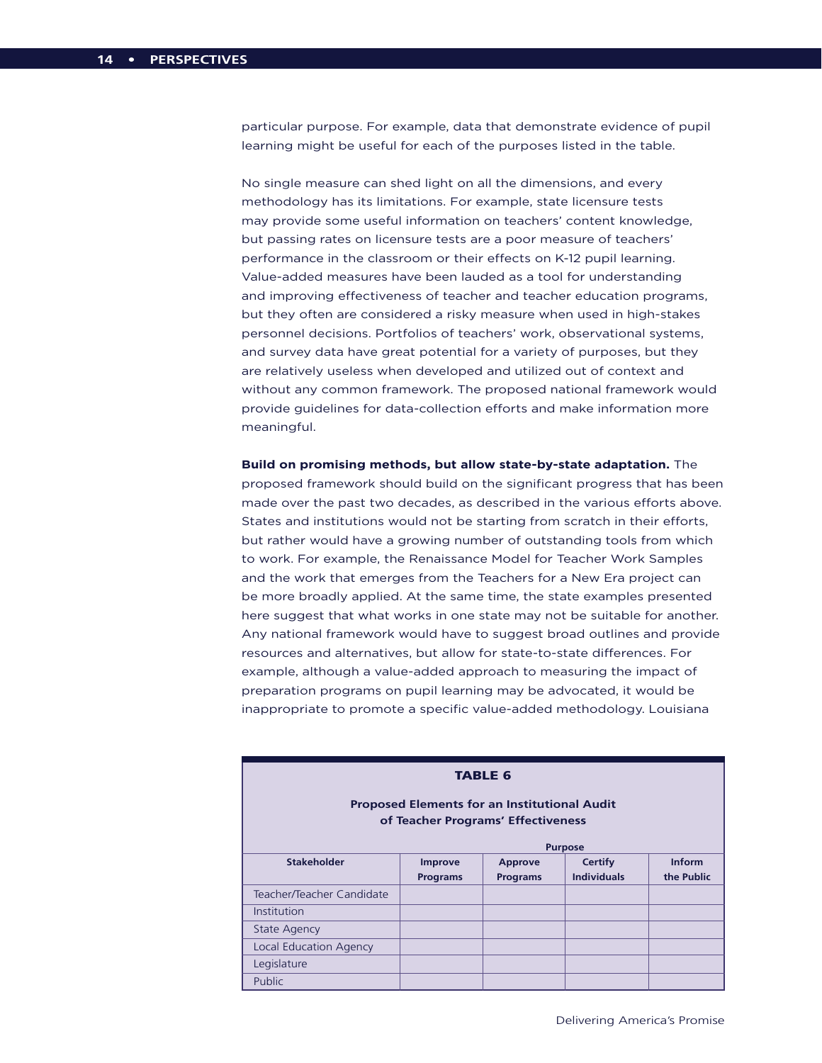particular purpose. For example, data that demonstrate evidence of pupil learning might be useful for each of the purposes listed in the table.

No single measure can shed light on all the dimensions, and every methodology has its limitations. For example, state licensure tests may provide some useful information on teachers' content knowledge, but passing rates on licensure tests are a poor measure of teachers' performance in the classroom or their effects on K-12 pupil learning. Value-added measures have been lauded as a tool for understanding and improving effectiveness of teacher and teacher education programs, but they often are considered a risky measure when used in high-stakes personnel decisions. Portfolios of teachers' work, observational systems, and survey data have great potential for a variety of purposes, but they are relatively useless when developed and utilized out of context and without any common framework. The proposed national framework would provide guidelines for data-collection efforts and make information more meaningful.

**Build on promising methods, but allow state-by-state adaptation.** The proposed framework should build on the significant progress that has been made over the past two decades, as described in the various efforts above. States and institutions would not be starting from scratch in their efforts, but rather would have a growing number of outstanding tools from which to work. For example, the Renaissance Model for Teacher Work Samples and the work that emerges from the Teachers for a New Era project can be more broadly applied. At the same time, the state examples presented here suggest that what works in one state may not be suitable for another. Any national framework would have to suggest broad outlines and provide resources and alternatives, but allow for state-to-state differences. For example, although a value-added approach to measuring the impact of preparation programs on pupil learning may be advocated, it would be inappropriate to promote a specific value-added methodology. Louisiana

**TABLE 6**

**Proposed Elements for an Institutional Audit of Teacher Programs' Effectiveness**

| | Purpose | | | |
|---|---|---|---|---|
| **Stakeholder** | **Improve Programs** | **Approve Programs** | **Certify Individuals** | **Inform the Public** |
| Teacher/Teacher Candidate | | | | |
| Institution | | | | |
| State Agency | | | | |
| Local Education Agency | | | | |
| Legislature | | | | |
| Public | | | | |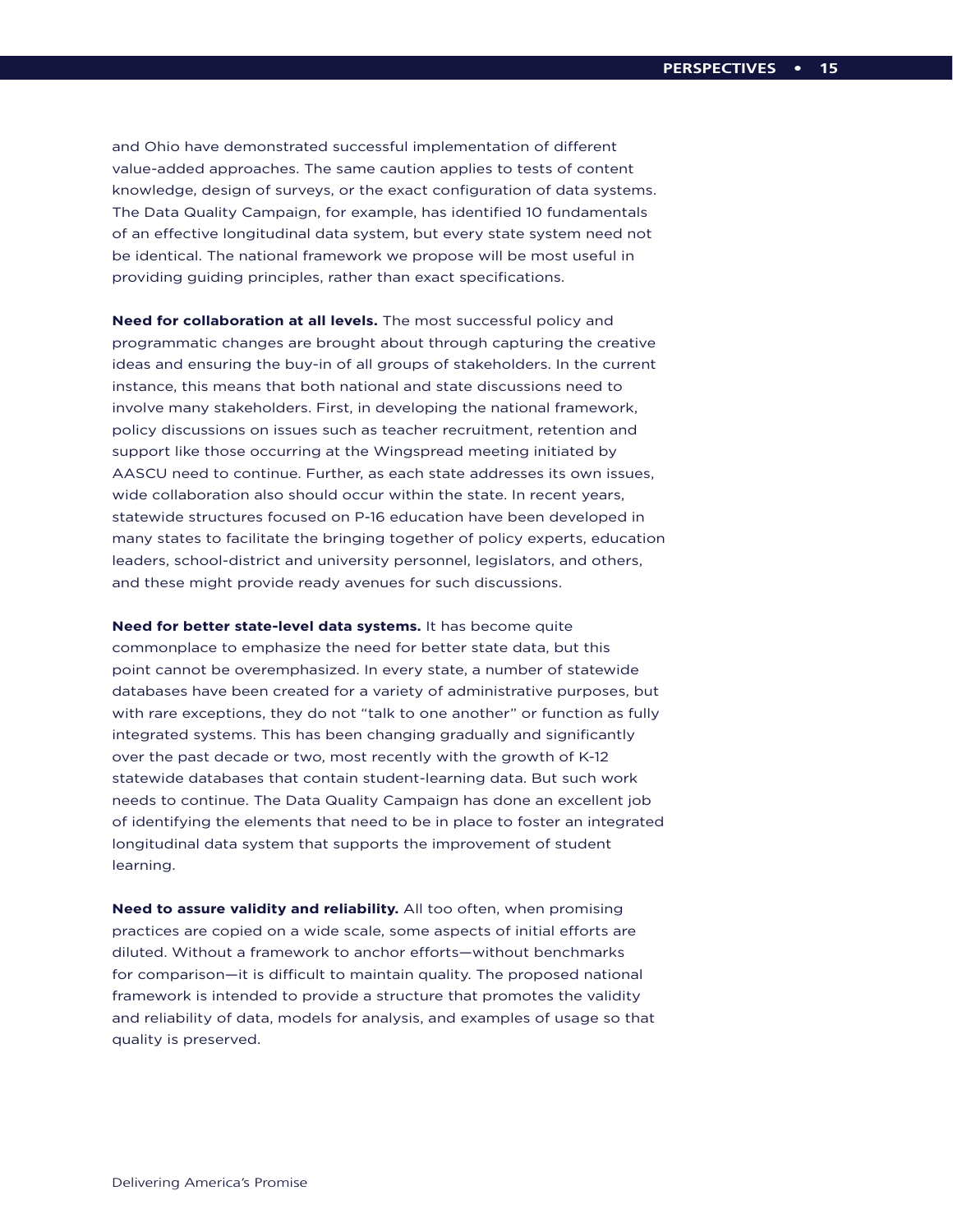and Ohio have demonstrated successful implementation of different value-added approaches. The same caution applies to tests of content knowledge, design of surveys, or the exact configuration of data systems. The Data Quality Campaign, for example, has identified 10 fundamentals of an effective longitudinal data system, but every state system need not be identical. The national framework we propose will be most useful in providing guiding principles, rather than exact specifications.

**Need for collaboration at all levels.** The most successful policy and programmatic changes are brought about through capturing the creative ideas and ensuring the buy-in of all groups of stakeholders. In the current instance, this means that both national and state discussions need to involve many stakeholders. First, in developing the national framework, policy discussions on issues such as teacher recruitment, retention and support like those occurring at the Wingspread meeting initiated by AASCU need to continue. Further, as each state addresses its own issues, wide collaboration also should occur within the state. In recent years, statewide structures focused on P-16 education have been developed in many states to facilitate the bringing together of policy experts, education leaders, school-district and university personnel, legislators, and others, and these might provide ready avenues for such discussions.

**Need for better state-level data systems.** It has become quite commonplace to emphasize the need for better state data, but this point cannot be overemphasized. In every state, a number of statewide databases have been created for a variety of administrative purposes, but with rare exceptions, they do not "talk to one another" or function as fully integrated systems. This has been changing gradually and significantly over the past decade or two, most recently with the growth of K-12 statewide databases that contain student-learning data. But such work needs to continue. The Data Quality Campaign has done an excellent job of identifying the elements that need to be in place to foster an integrated longitudinal data system that supports the improvement of student learning.

**Need to assure validity and reliability.** All too often, when promising practices are copied on a wide scale, some aspects of initial efforts are diluted. Without a framework to anchor efforts—without benchmarks for comparison—it is difficult to maintain quality. The proposed national framework is intended to provide a structure that promotes the validity and reliability of data, models for analysis, and examples of usage so that quality is preserved.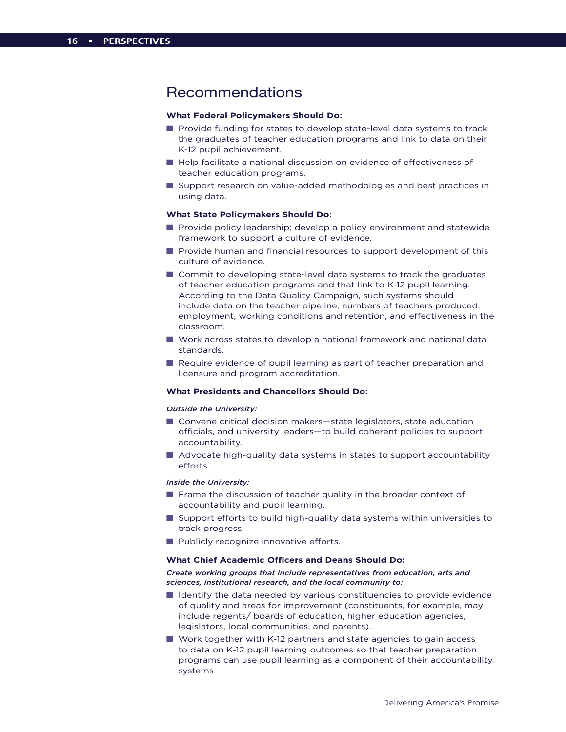## Recommendations

**What Federal Policymakers Should Do:**

- Provide funding for states to develop state-level data systems to track the graduates of teacher education programs and link to data on their K-12 pupil achievement.
- Help facilitate a national discussion on evidence of effectiveness of teacher education programs.
- Support research on value-added methodologies and best practices in using data.

**What State Policymakers Should Do:**

- Provide policy leadership; develop a policy environment and statewide framework to support a culture of evidence.
- Provide human and financial resources to support development of this culture of evidence.
- Commit to developing state-level data systems to track the graduates of teacher education programs and that link to K-12 pupil learning. According to the Data Quality Campaign, such systems should include data on the teacher pipeline, numbers of teachers produced, employment, working conditions and retention, and effectiveness in the classroom.
- Work across states to develop a national framework and national data standards.
- Require evidence of pupil learning as part of teacher preparation and licensure and program accreditation.

**What Presidents and Chancellors Should Do:**

***Outside the University:***

- Convene critical decision makers—state legislators, state education officials, and university leaders—to build coherent policies to support accountability.
- Advocate high-quality data systems in states to support accountability efforts.

***Inside the University:***

- Frame the discussion of teacher quality in the broader context of accountability and pupil learning.
- Support efforts to build high-quality data systems within universities to track progress.
- Publicly recognize innovative efforts.

**What Chief Academic Officers and Deans Should Do:**

***Create working groups that include representatives from education, arts and sciences, institutional research, and the local community to:***

- Identify the data needed by various constituencies to provide evidence of quality and areas for improvement (constituents, for example, may include regents/ boards of education, higher education agencies, legislators, local communities, and parents).
- Work together with K-12 partners and state agencies to gain access to data on K-12 pupil learning outcomes so that teacher preparation programs can use pupil learning as a component of their accountability systems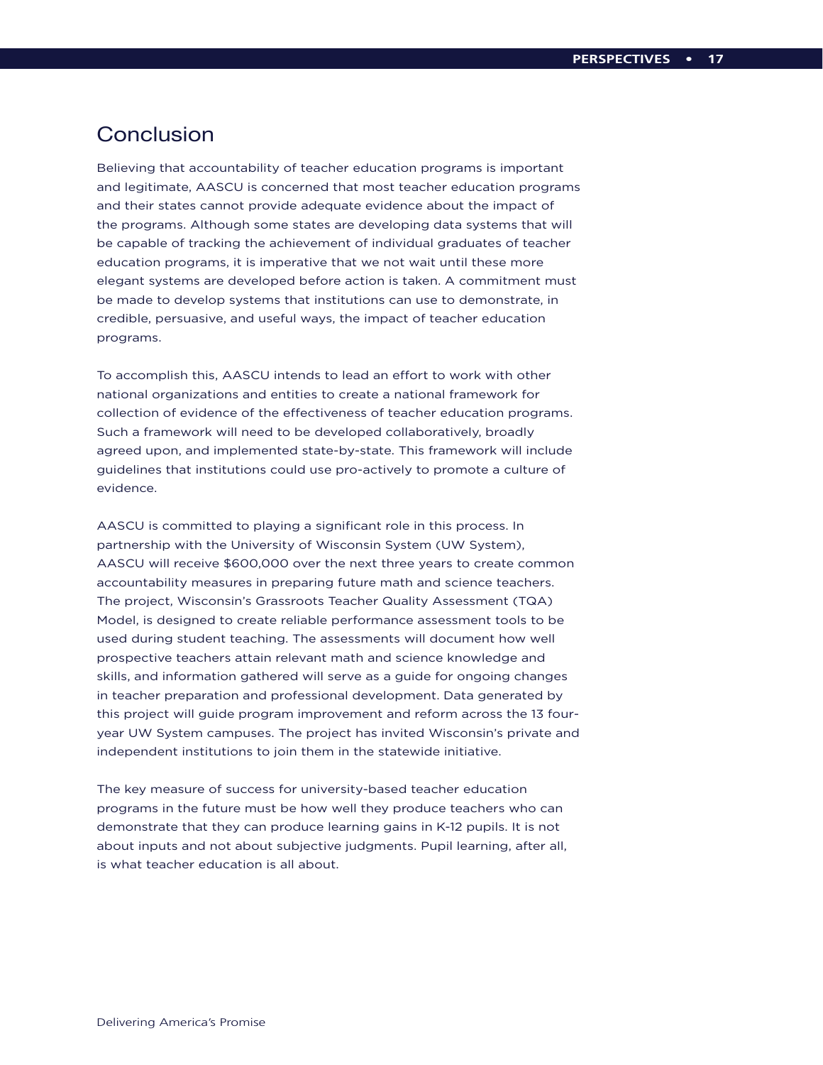## Conclusion

Believing that accountability of teacher education programs is important and legitimate, AASCU is concerned that most teacher education programs and their states cannot provide adequate evidence about the impact of the programs. Although some states are developing data systems that will be capable of tracking the achievement of individual graduates of teacher education programs, it is imperative that we not wait until these more elegant systems are developed before action is taken. A commitment must be made to develop systems that institutions can use to demonstrate, in credible, persuasive, and useful ways, the impact of teacher education programs.

To accomplish this, AASCU intends to lead an effort to work with other national organizations and entities to create a national framework for collection of evidence of the effectiveness of teacher education programs. Such a framework will need to be developed collaboratively, broadly agreed upon, and implemented state-by-state. This framework will include guidelines that institutions could use pro-actively to promote a culture of evidence.

AASCU is committed to playing a significant role in this process. In partnership with the University of Wisconsin System (UW System), AASCU will receive $600,000 over the next three years to create common accountability measures in preparing future math and science teachers. The project, Wisconsin's Grassroots Teacher Quality Assessment (TQA) Model, is designed to create reliable performance assessment tools to be used during student teaching. The assessments will document how well prospective teachers attain relevant math and science knowledge and skills, and information gathered will serve as a guide for ongoing changes in teacher preparation and professional development. Data generated by this project will guide program improvement and reform across the 13 four-year UW System campuses. The project has invited Wisconsin's private and independent institutions to join them in the statewide initiative.

The key measure of success for university-based teacher education programs in the future must be how well they produce teachers who can demonstrate that they can produce learning gains in K-12 pupils. It is not about inputs and not about subjective judgments. Pupil learning, after all, is what teacher education is all about.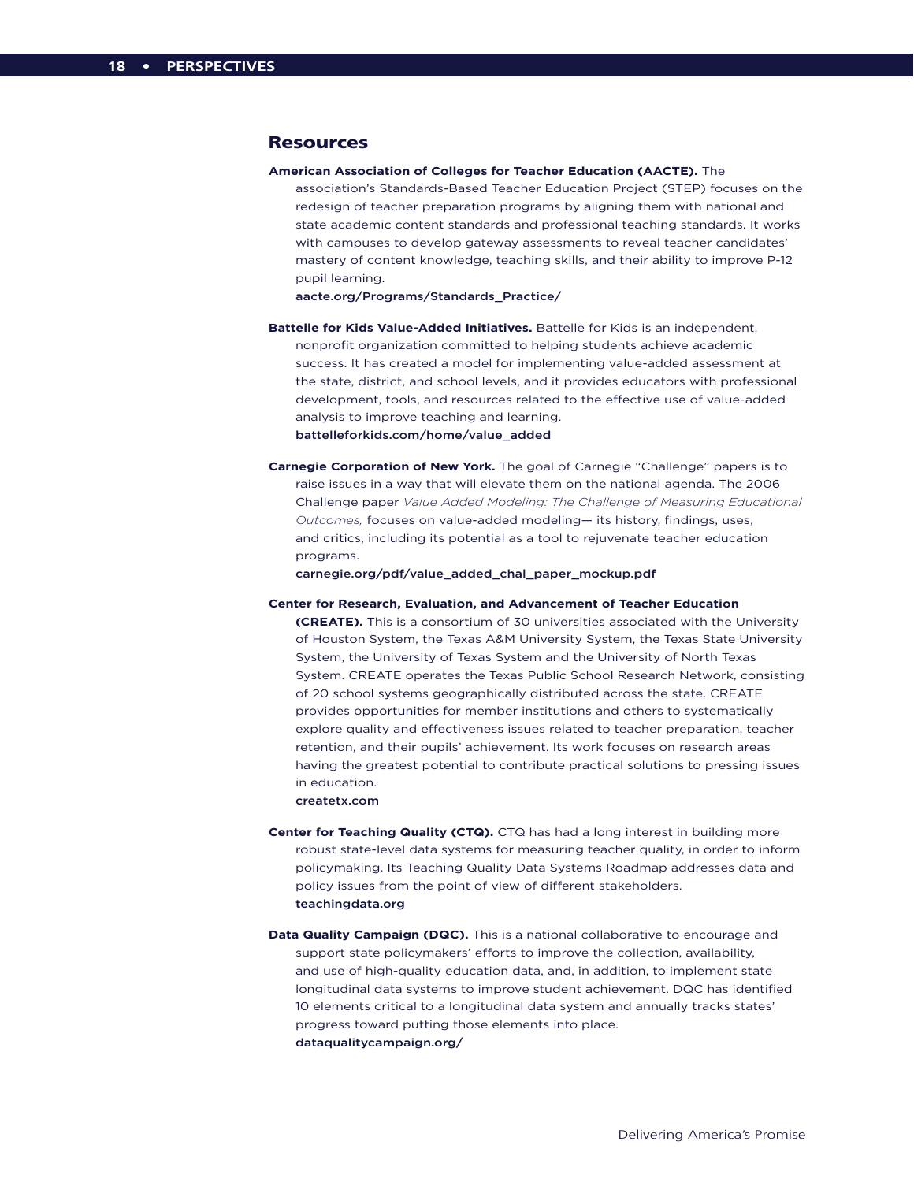## Resources

**American Association of Colleges for Teacher Education (AACTE).** The association's Standards-Based Teacher Education Project (STEP) focuses on the redesign of teacher preparation programs by aligning them with national and state academic content standards and professional teaching standards. It works with campuses to develop gateway assessments to reveal teacher candidates' mastery of content knowledge, teaching skills, and their ability to improve P-12 pupil learning.
**aacte.org/Programs/Standards_Practice/**

**Battelle for Kids Value-Added Initiatives.** Battelle for Kids is an independent, nonprofit organization committed to helping students achieve academic success. It has created a model for implementing value-added assessment at the state, district, and school levels, and it provides educators with professional development, tools, and resources related to the effective use of value-added analysis to improve teaching and learning.
**battelleforkids.com/home/value_added**

**Carnegie Corporation of New York.** The goal of Carnegie "Challenge" papers is to raise issues in a way that will elevate them on the national agenda. The 2006 Challenge paper *Value Added Modeling: The Challenge of Measuring Educational Outcomes,* focuses on value-added modeling— its history, findings, uses, and critics, including its potential as a tool to rejuvenate teacher education programs.
**carnegie.org/pdf/value_added_chal_paper_mockup.pdf**

**Center for Research, Evaluation, and Advancement of Teacher Education (CREATE).** This is a consortium of 30 universities associated with the University of Houston System, the Texas A&M University System, the Texas State University System, the University of Texas System and the University of North Texas System. CREATE operates the Texas Public School Research Network, consisting of 20 school systems geographically distributed across the state. CREATE provides opportunities for member institutions and others to systematically explore quality and effectiveness issues related to teacher preparation, teacher retention, and their pupils' achievement. Its work focuses on research areas having the greatest potential to contribute practical solutions to pressing issues in education.
**createtx.com**

**Center for Teaching Quality (CTQ).** CTQ has had a long interest in building more robust state-level data systems for measuring teacher quality, in order to inform policymaking. Its Teaching Quality Data Systems Roadmap addresses data and policy issues from the point of view of different stakeholders.
**teachingdata.org**

**Data Quality Campaign (DQC).** This is a national collaborative to encourage and support state policymakers' efforts to improve the collection, availability, and use of high-quality education data, and, in addition, to implement state longitudinal data systems to improve student achievement. DQC has identified 10 elements critical to a longitudinal data system and annually tracks states' progress toward putting those elements into place.
**dataqualitycampaign.org/**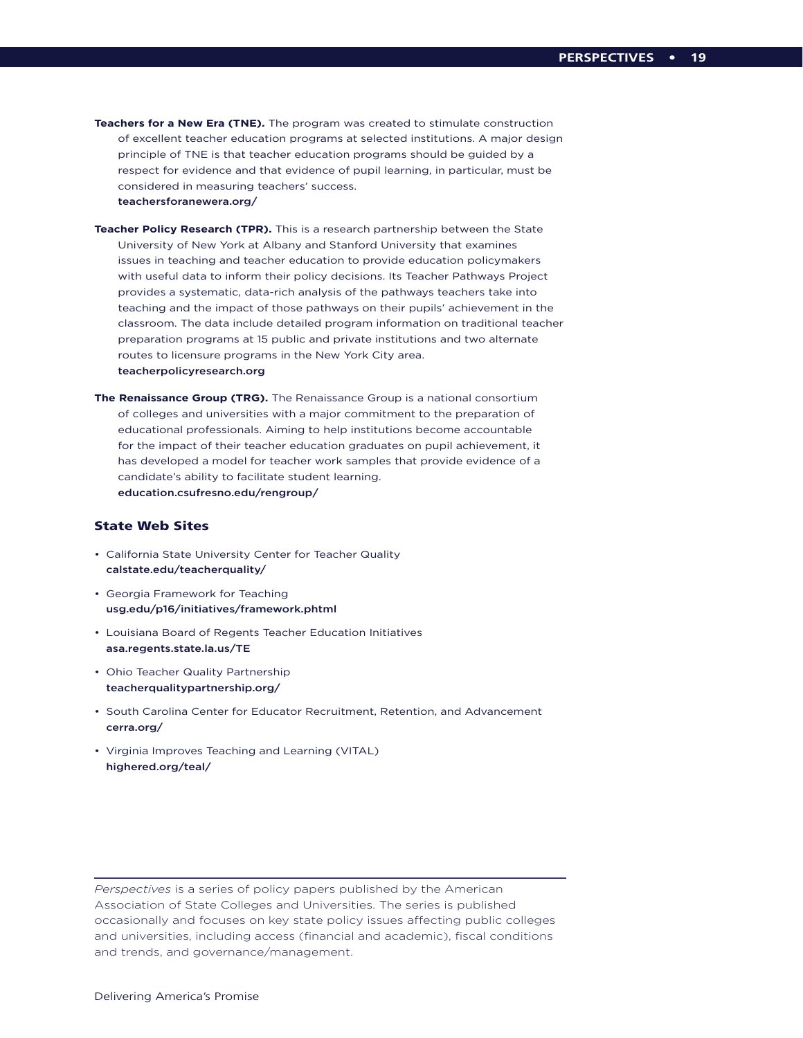**Teachers for a New Era (TNE).** The program was created to stimulate construction of excellent teacher education programs at selected institutions. A major design principle of TNE is that teacher education programs should be guided by a respect for evidence and that evidence of pupil learning, in particular, must be considered in measuring teachers' success.
**teachersforanewera.org/**

**Teacher Policy Research (TPR).** This is a research partnership between the State University of New York at Albany and Stanford University that examines issues in teaching and teacher education to provide education policymakers with useful data to inform their policy decisions. Its Teacher Pathways Project provides a systematic, data-rich analysis of the pathways teachers take into teaching and the impact of those pathways on their pupils' achievement in the classroom. The data include detailed program information on traditional teacher preparation programs at 15 public and private institutions and two alternate routes to licensure programs in the New York City area.
**teacherpolicyresearch.org**

**The Renaissance Group (TRG).** The Renaissance Group is a national consortium of colleges and universities with a major commitment to the preparation of educational professionals. Aiming to help institutions become accountable for the impact of their teacher education graduates on pupil achievement, it has developed a model for teacher work samples that provide evidence of a candidate's ability to facilitate student learning.
**education.csufresno.edu/rengroup/**

## State Web Sites

- California State University Center for Teacher Quality
  **calstate.edu/teacherquality/**
- Georgia Framework for Teaching
  **usg.edu/p16/initiatives/framework.phtml**
- Louisiana Board of Regents Teacher Education Initiatives
  **asa.regents.state.la.us/TE**
- Ohio Teacher Quality Partnership
  **teacherqualitypartnership.org/**
- South Carolina Center for Educator Recruitment, Retention, and Advancement
  **cerra.org/**
- Virginia Improves Teaching and Learning (VITAL)
  **highered.org/teal/**

---

*Perspectives* is a series of policy papers published by the American Association of State Colleges and Universities. The series is published occasionally and focuses on key state policy issues affecting public colleges and universities, including access (financial and academic), fiscal conditions and trends, and governance/management.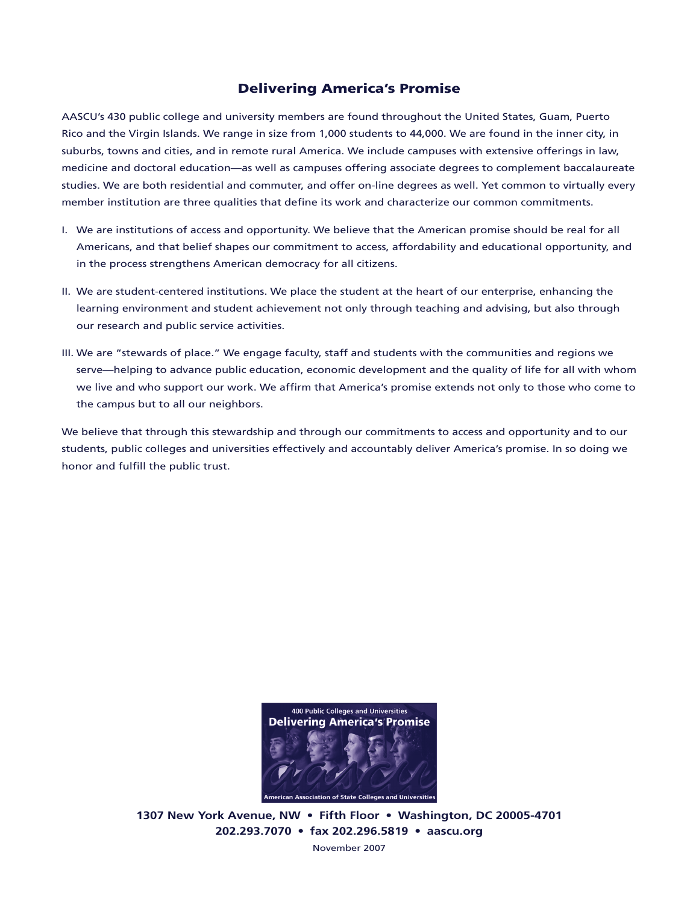## Delivering America's Promise

AASCU's 430 public college and university members are found throughout the United States, Guam, Puerto Rico and the Virgin Islands. We range in size from 1,000 students to 44,000. We are found in the inner city, in suburbs, towns and cities, and in remote rural America. We include campuses with extensive offerings in law, medicine and doctoral education—as well as campuses offering associate degrees to complement baccalaureate studies. We are both residential and commuter, and offer on-line degrees as well. Yet common to virtually every member institution are three qualities that define its work and characterize our common commitments.

I. We are institutions of access and opportunity. We believe that the American promise should be real for all Americans, and that belief shapes our commitment to access, affordability and educational opportunity, and in the process strengthens American democracy for all citizens.

II. We are student-centered institutions. We place the student at the heart of our enterprise, enhancing the learning environment and student achievement not only through teaching and advising, but also through our research and public service activities.

III. We are "stewards of place." We engage faculty, staff and students with the communities and regions we serve—helping to advance public education, economic development and the quality of life for all with whom we live and who support our work. We affirm that America's promise extends not only to those who come to the campus but to all our neighbors.

We believe that through this stewardship and through our commitments to access and opportunity and to our students, public colleges and universities effectively and accountably deliver America's promise. In so doing we honor and fulfill the public trust.

400 Public Colleges and Universities
Delivering America's Promise
American Association of State Colleges and Universities

**1307 New York Avenue, NW • Fifth Floor • Washington, DC 20005-4701**
**202.293.7070 • fax 202.296.5819 • aascu.org**

November 2007